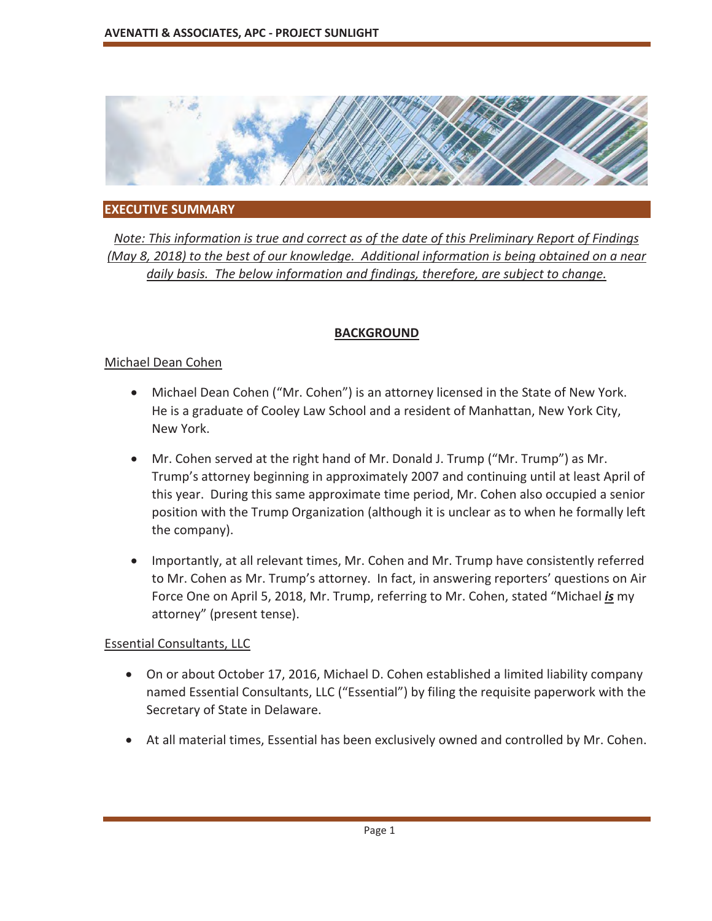## EXECUTIVE SUMMARY

*<u>Note: This information is true and correct as of the date of this Preliminary Report of Findings (May 8, 2018) to the best of our knowledge. Additional information is being obtained on a near daily basis. The below information and findings, therefore, are subject to change.</u>*

### <u>BACKGROUND</u>

<u>Michael Dean Cohen</u>

- Michael Dean Cohen ("Mr. Cohen") is an attorney licensed in the State of New York. He is a graduate of Cooley Law School and a resident of Manhattan, New York City, New York.
- Mr. Cohen served at the right hand of Mr. Donald J. Trump ("Mr. Trump") as Mr. Trump's attorney beginning in approximately 2007 and continuing until at least April of this year. During this same approximate time period, Mr. Cohen also occupied a senior position with the Trump Organization (although it is unclear as to when he formally left the company).
- Importantly, at all relevant times, Mr. Cohen and Mr. Trump have consistently referred to Mr. Cohen as Mr. Trump's attorney. In fact, in answering reporters' questions on Air Force One on April 5, 2018, Mr. Trump, referring to Mr. Cohen, stated "Michael ***<u>is</u>*** my attorney" (present tense).

<u>Essential Consultants, LLC</u>

- On or about October 17, 2016, Michael D. Cohen established a limited liability company named Essential Consultants, LLC ("Essential") by filing the requisite paperwork with the Secretary of State in Delaware.
- At all material times, Essential has been exclusively owned and controlled by Mr. Cohen.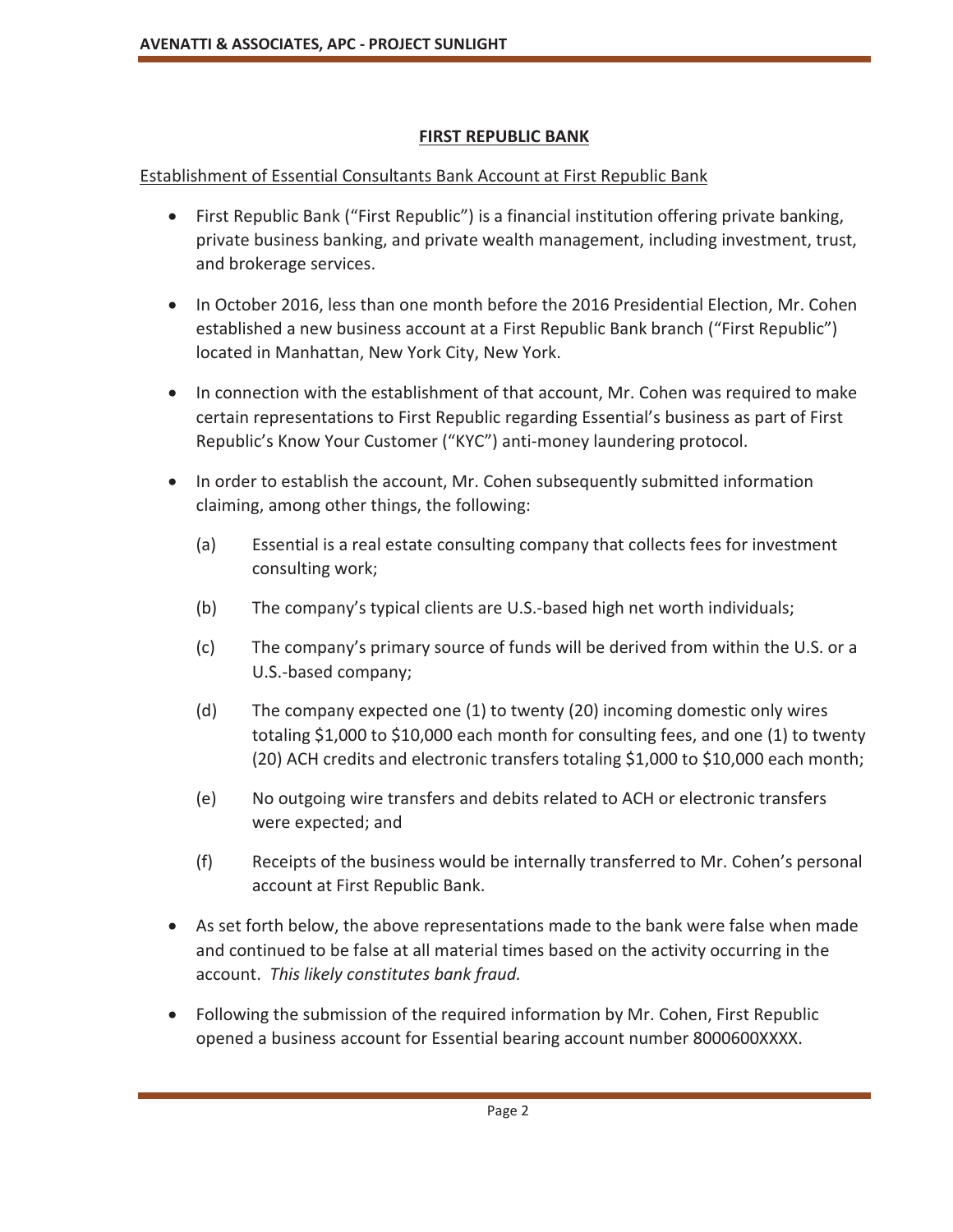**FIRST REPUBLIC BANK**

Establishment of Essential Consultants Bank Account at First Republic Bank

- First Republic Bank ("First Republic") is a financial institution offering private banking, private business banking, and private wealth management, including investment, trust, and brokerage services.

- In October 2016, less than one month before the 2016 Presidential Election, Mr. Cohen established a new business account at a First Republic Bank branch ("First Republic") located in Manhattan, New York City, New York.

- In connection with the establishment of that account, Mr. Cohen was required to make certain representations to First Republic regarding Essential's business as part of First Republic's Know Your Customer ("KYC") anti-money laundering protocol.

- In order to establish the account, Mr. Cohen subsequently submitted information claiming, among other things, the following:

  (a) Essential is a real estate consulting company that collects fees for investment consulting work;

  (b) The company's typical clients are U.S.-based high net worth individuals;

  (c) The company's primary source of funds will be derived from within the U.S. or a U.S.-based company;

  (d) The company expected one (1) to twenty (20) incoming domestic only wires totaling $1,000 to $10,000 each month for consulting fees, and one (1) to twenty (20) ACH credits and electronic transfers totaling $1,000 to $10,000 each month;

  (e) No outgoing wire transfers and debits related to ACH or electronic transfers were expected; and

  (f) Receipts of the business would be internally transferred to Mr. Cohen's personal account at First Republic Bank.

- As set forth below, the above representations made to the bank were false when made and continued to be false at all material times based on the activity occurring in the account. *This likely constitutes bank fraud.*

- Following the submission of the required information by Mr. Cohen, First Republic opened a business account for Essential bearing account number 8000600XXXX.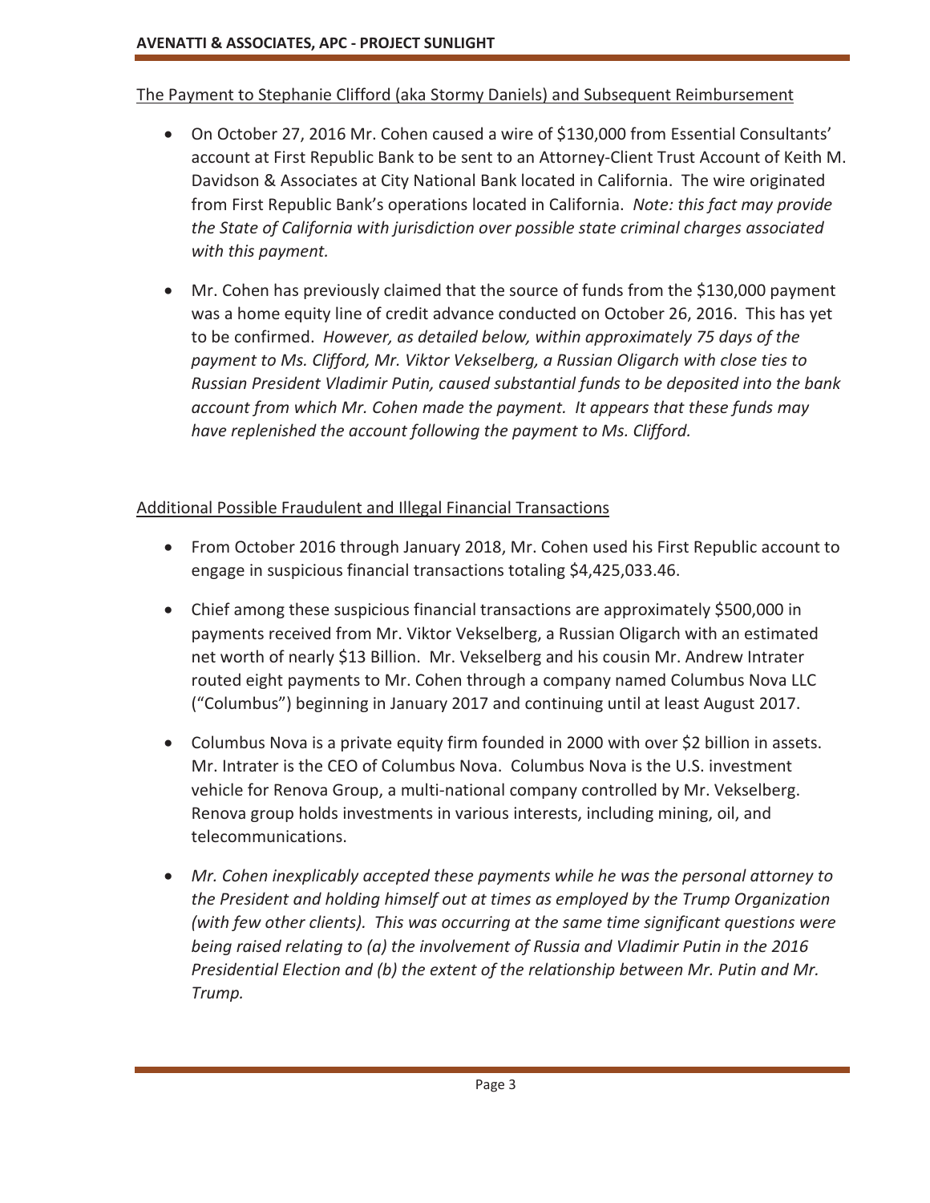<u>The Payment to Stephanie Clifford (aka Stormy Daniels) and Subsequent Reimbursement</u>

- On October 27, 2016 Mr. Cohen caused a wire of $130,000 from Essential Consultants' account at First Republic Bank to be sent to an Attorney-Client Trust Account of Keith M. Davidson & Associates at City National Bank located in California. The wire originated from First Republic Bank's operations located in California. *Note: this fact may provide the State of California with jurisdiction over possible state criminal charges associated with this payment.*

- Mr. Cohen has previously claimed that the source of funds from the $130,000 payment was a home equity line of credit advance conducted on October 26, 2016. This has yet to be confirmed. *However, as detailed below, within approximately 75 days of the payment to Ms. Clifford, Mr. Viktor Vekselberg, a Russian Oligarch with close ties to Russian President Vladimir Putin, caused substantial funds to be deposited into the bank account from which Mr. Cohen made the payment. It appears that these funds may have replenished the account following the payment to Ms. Clifford.*

<u>Additional Possible Fraudulent and Illegal Financial Transactions</u>

- From October 2016 through January 2018, Mr. Cohen used his First Republic account to engage in suspicious financial transactions totaling $4,425,033.46.

- Chief among these suspicious financial transactions are approximately $500,000 in payments received from Mr. Viktor Vekselberg, a Russian Oligarch with an estimated net worth of nearly $13 Billion. Mr. Vekselberg and his cousin Mr. Andrew Intrater routed eight payments to Mr. Cohen through a company named Columbus Nova LLC ("Columbus") beginning in January 2017 and continuing until at least August 2017.

- Columbus Nova is a private equity firm founded in 2000 with over $2 billion in assets. Mr. Intrater is the CEO of Columbus Nova. Columbus Nova is the U.S. investment vehicle for Renova Group, a multi-national company controlled by Mr. Vekselberg. Renova group holds investments in various interests, including mining, oil, and telecommunications.

- *Mr. Cohen inexplicably accepted these payments while he was the personal attorney to the President and holding himself out at times as employed by the Trump Organization (with few other clients). This was occurring at the same time significant questions were being raised relating to (a) the involvement of Russia and Vladimir Putin in the 2016 Presidential Election and (b) the extent of the relationship between Mr. Putin and Mr. Trump.*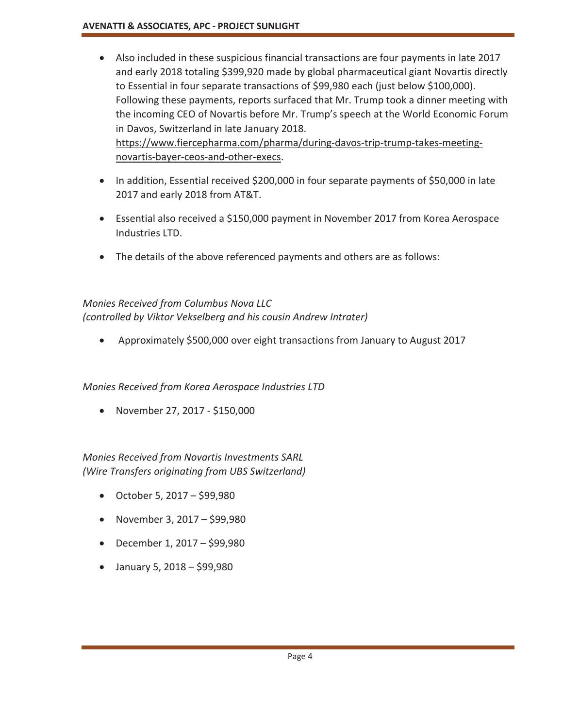- Also included in these suspicious financial transactions are four payments in late 2017 and early 2018 totaling $399,920 made by global pharmaceutical giant Novartis directly to Essential in four separate transactions of $99,980 each (just below $100,000). Following these payments, reports surfaced that Mr. Trump took a dinner meeting with the incoming CEO of Novartis before Mr. Trump's speech at the World Economic Forum in Davos, Switzerland in late January 2018. [https://www.fiercepharma.com/pharma/during-davos-trip-trump-takes-meeting-novartis-bayer-ceos-and-other-execs](https://www.fiercepharma.com/pharma/during-davos-trip-trump-takes-meeting-novartis-bayer-ceos-and-other-execs).

- In addition, Essential received $200,000 in four separate payments of $50,000 in late 2017 and early 2018 from AT&T.

- Essential also received a $150,000 payment in November 2017 from Korea Aerospace Industries LTD.

- The details of the above referenced payments and others are as follows:

*Monies Received from Columbus Nova LLC*
*(controlled by Viktor Vekselberg and his cousin Andrew Intrater)*

- Approximately $500,000 over eight transactions from January to August 2017

*Monies Received from Korea Aerospace Industries LTD*

- November 27, 2017 - $150,000

*Monies Received from Novartis Investments SARL*
*(Wire Transfers originating from UBS Switzerland)*

- October 5, 2017 – $99,980
- November 3, 2017 – $99,980
- December 1, 2017 – $99,980
- January 5, 2018 – $99,980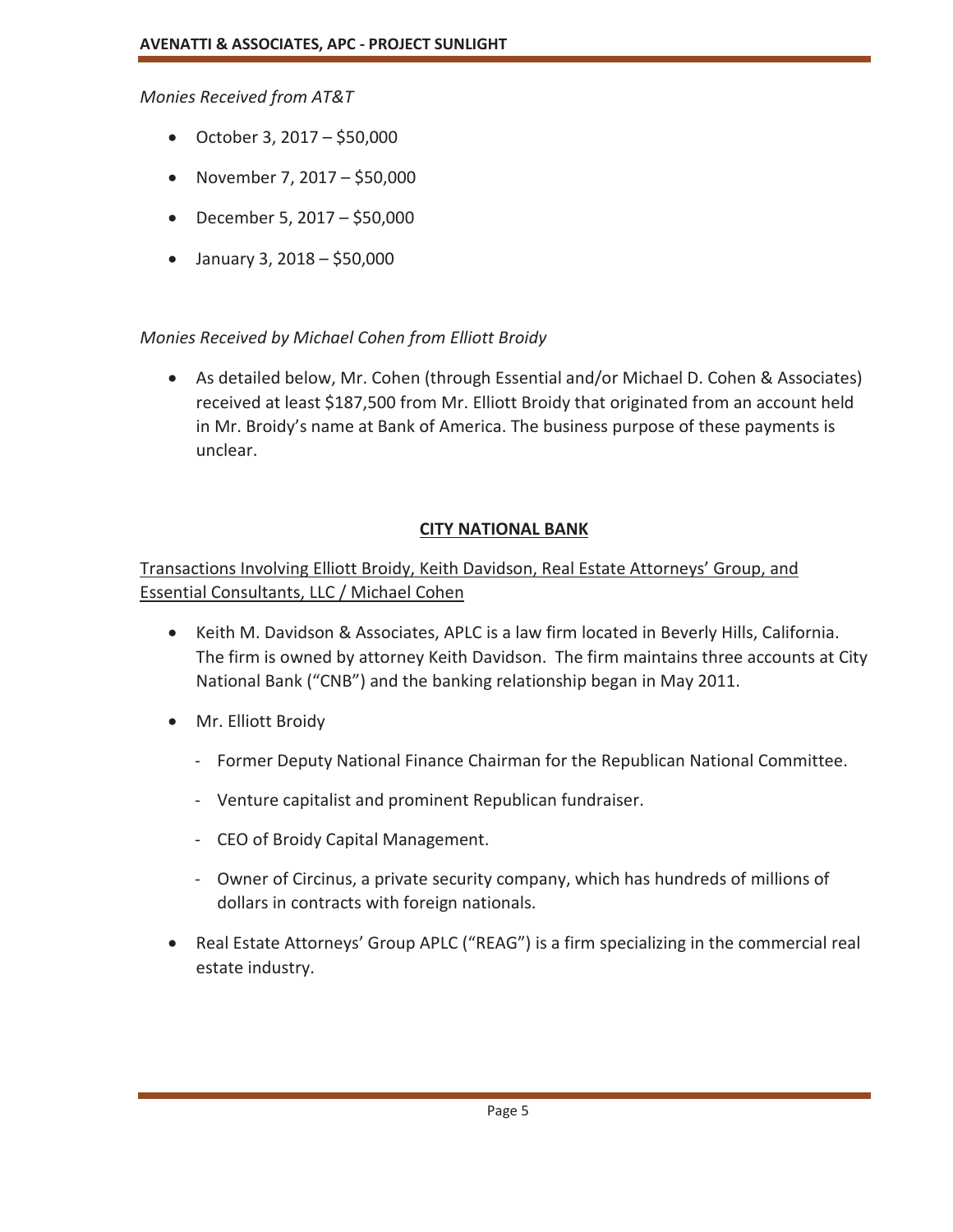*Monies Received from AT&T*

- October 3, 2017 – $50,000
- November 7, 2017 – $50,000
- December 5, 2017 – $50,000
- January 3, 2018 – $50,000

*Monies Received by Michael Cohen from Elliott Broidy*

- As detailed below, Mr. Cohen (through Essential and/or Michael D. Cohen & Associates) received at least $187,500 from Mr. Elliott Broidy that originated from an account held in Mr. Broidy's name at Bank of America. The business purpose of these payments is unclear.

## CITY NATIONAL BANK

Transactions Involving Elliott Broidy, Keith Davidson, Real Estate Attorneys' Group, and Essential Consultants, LLC / Michael Cohen

- Keith M. Davidson & Associates, APLC is a law firm located in Beverly Hills, California. The firm is owned by attorney Keith Davidson. The firm maintains three accounts at City National Bank ("CNB") and the banking relationship began in May 2011.
- Mr. Elliott Broidy
  - Former Deputy National Finance Chairman for the Republican National Committee.
  - Venture capitalist and prominent Republican fundraiser.
  - CEO of Broidy Capital Management.
  - Owner of Circinus, a private security company, which has hundreds of millions of dollars in contracts with foreign nationals.
- Real Estate Attorneys' Group APLC ("REAG") is a firm specializing in the commercial real estate industry.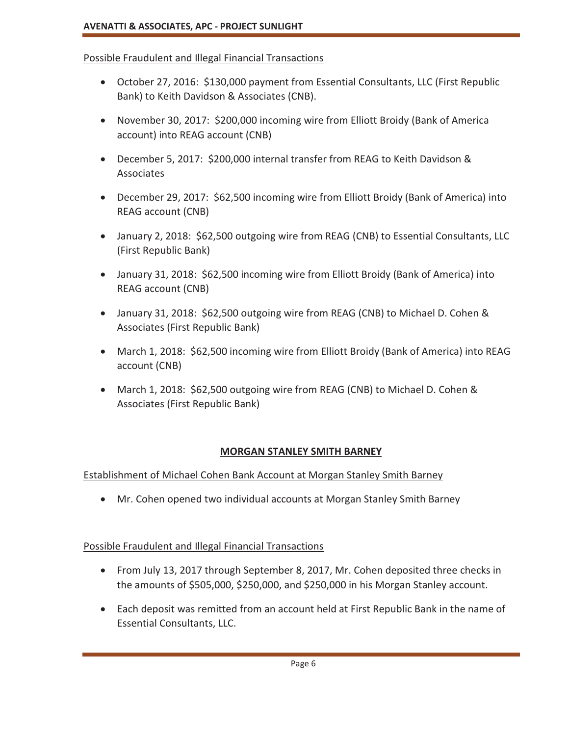<u>Possible Fraudulent and Illegal Financial Transactions</u>

- October 27, 2016: $130,000 payment from Essential Consultants, LLC (First Republic Bank) to Keith Davidson & Associates (CNB).
- November 30, 2017: $200,000 incoming wire from Elliott Broidy (Bank of America account) into REAG account (CNB)
- December 5, 2017: $200,000 internal transfer from REAG to Keith Davidson & Associates
- December 29, 2017: $62,500 incoming wire from Elliott Broidy (Bank of America) into REAG account (CNB)
- January 2, 2018: $62,500 outgoing wire from REAG (CNB) to Essential Consultants, LLC (First Republic Bank)
- January 31, 2018: $62,500 incoming wire from Elliott Broidy (Bank of America) into REAG account (CNB)
- January 31, 2018: $62,500 outgoing wire from REAG (CNB) to Michael D. Cohen & Associates (First Republic Bank)
- March 1, 2018: $62,500 incoming wire from Elliott Broidy (Bank of America) into REAG account (CNB)
- March 1, 2018: $62,500 outgoing wire from REAG (CNB) to Michael D. Cohen & Associates (First Republic Bank)

## MORGAN STANLEY SMITH BARNEY

<u>Establishment of Michael Cohen Bank Account at Morgan Stanley Smith Barney</u>

- Mr. Cohen opened two individual accounts at Morgan Stanley Smith Barney

<u>Possible Fraudulent and Illegal Financial Transactions</u>

- From July 13, 2017 through September 8, 2017, Mr. Cohen deposited three checks in the amounts of $505,000, $250,000, and $250,000 in his Morgan Stanley account.
- Each deposit was remitted from an account held at First Republic Bank in the name of Essential Consultants, LLC.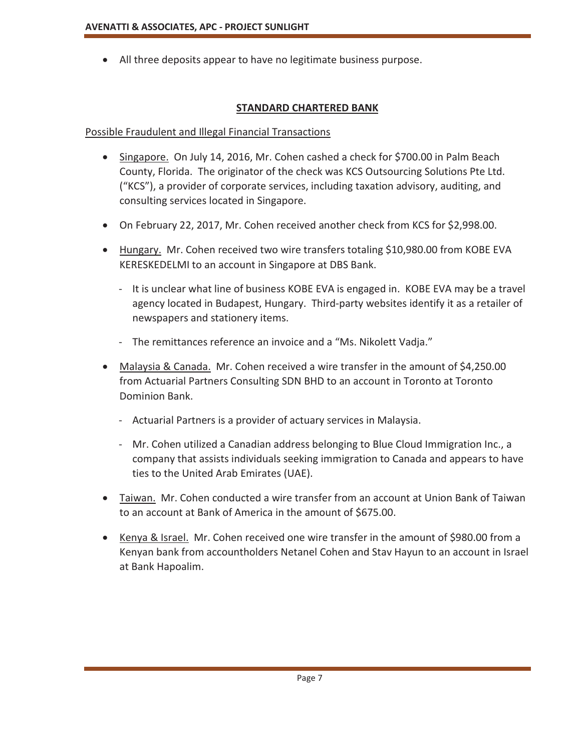- All three deposits appear to have no legitimate business purpose.

## STANDARD CHARTERED BANK

Possible Fraudulent and Illegal Financial Transactions

- Singapore. On July 14, 2016, Mr. Cohen cashed a check for $700.00 in Palm Beach County, Florida. The originator of the check was KCS Outsourcing Solutions Pte Ltd. ("KCS"), a provider of corporate services, including taxation advisory, auditing, and consulting services located in Singapore.
- On February 22, 2017, Mr. Cohen received another check from KCS for $2,998.00.
- Hungary. Mr. Cohen received two wire transfers totaling $10,980.00 from KOBE EVA KERESKEDELMI to an account in Singapore at DBS Bank.
  - It is unclear what line of business KOBE EVA is engaged in. KOBE EVA may be a travel agency located in Budapest, Hungary. Third-party websites identify it as a retailer of newspapers and stationery items.
  - The remittances reference an invoice and a "Ms. Nikolett Vadja."
- Malaysia & Canada. Mr. Cohen received a wire transfer in the amount of $4,250.00 from Actuarial Partners Consulting SDN BHD to an account in Toronto at Toronto Dominion Bank.
  - Actuarial Partners is a provider of actuary services in Malaysia.
  - Mr. Cohen utilized a Canadian address belonging to Blue Cloud Immigration Inc., a company that assists individuals seeking immigration to Canada and appears to have ties to the United Arab Emirates (UAE).
- Taiwan. Mr. Cohen conducted a wire transfer from an account at Union Bank of Taiwan to an account at Bank of America in the amount of $675.00.
- Kenya & Israel. Mr. Cohen received one wire transfer in the amount of $980.00 from a Kenyan bank from accountholders Netanel Cohen and Stav Hayun to an account in Israel at Bank Hapoalim.